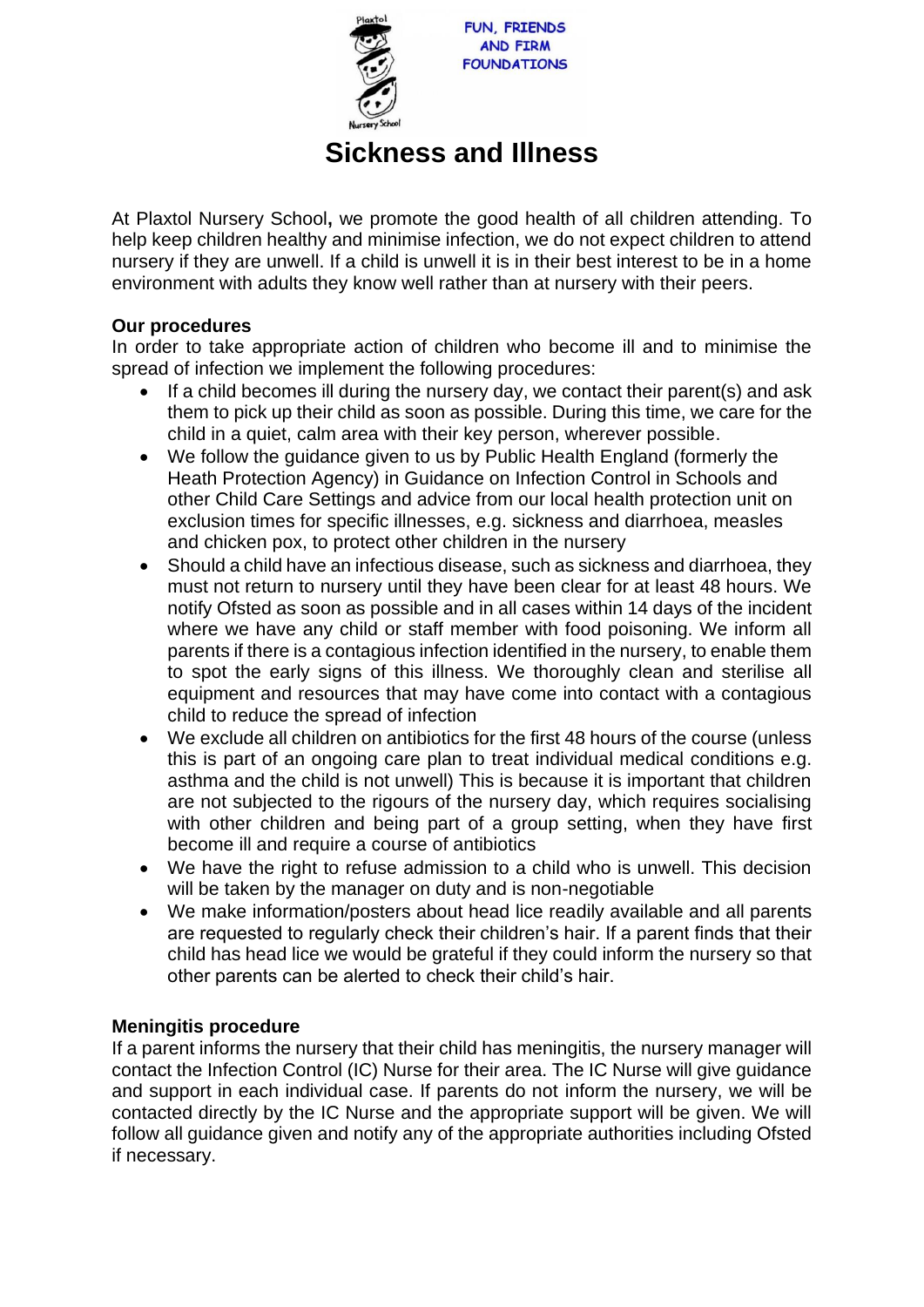FUN, FRIENDS AND FIRM FOUNDATIONS

# Sickness and Illness

At Plaxtol Nursery School**,** we promote the good health of all children attending. To help keep children healthy and minimise infection, we do not expect children to attend nursery if they are unwell. If a child is unwell it is in their best interest to be in a home environment with adults they know well rather than at nursery with their peers.

**Our procedures**

In order to take appropriate action of children who become ill and to minimise the spread of infection we implement the following procedures:

- If a child becomes ill during the nursery day, we contact their parent(s) and ask them to pick up their child as soon as possible. During this time, we care for the child in a quiet, calm area with their key person, wherever possible.
- We follow the guidance given to us by Public Health England (formerly the Heath Protection Agency) in Guidance on Infection Control in Schools and other Child Care Settings and advice from our local health protection unit on exclusion times for specific illnesses, e.g. sickness and diarrhoea, measles and chicken pox, to protect other children in the nursery
- Should a child have an infectious disease, such as sickness and diarrhoea, they must not return to nursery until they have been clear for at least 48 hours. We notify Ofsted as soon as possible and in all cases within 14 days of the incident where we have any child or staff member with food poisoning. We inform all parents if there is a contagious infection identified in the nursery, to enable them to spot the early signs of this illness. We thoroughly clean and sterilise all equipment and resources that may have come into contact with a contagious child to reduce the spread of infection
- We exclude all children on antibiotics for the first 48 hours of the course (unless this is part of an ongoing care plan to treat individual medical conditions e.g. asthma and the child is not unwell) This is because it is important that children are not subjected to the rigours of the nursery day, which requires socialising with other children and being part of a group setting, when they have first become ill and require a course of antibiotics
- We have the right to refuse admission to a child who is unwell. This decision will be taken by the manager on duty and is non-negotiable
- We make information/posters about head lice readily available and all parents are requested to regularly check their children's hair. If a parent finds that their child has head lice we would be grateful if they could inform the nursery so that other parents can be alerted to check their child's hair.

**Meningitis procedure**

If a parent informs the nursery that their child has meningitis, the nursery manager will contact the Infection Control (IC) Nurse for their area. The IC Nurse will give guidance and support in each individual case. If parents do not inform the nursery, we will be contacted directly by the IC Nurse and the appropriate support will be given. We will follow all guidance given and notify any of the appropriate authorities including Ofsted if necessary.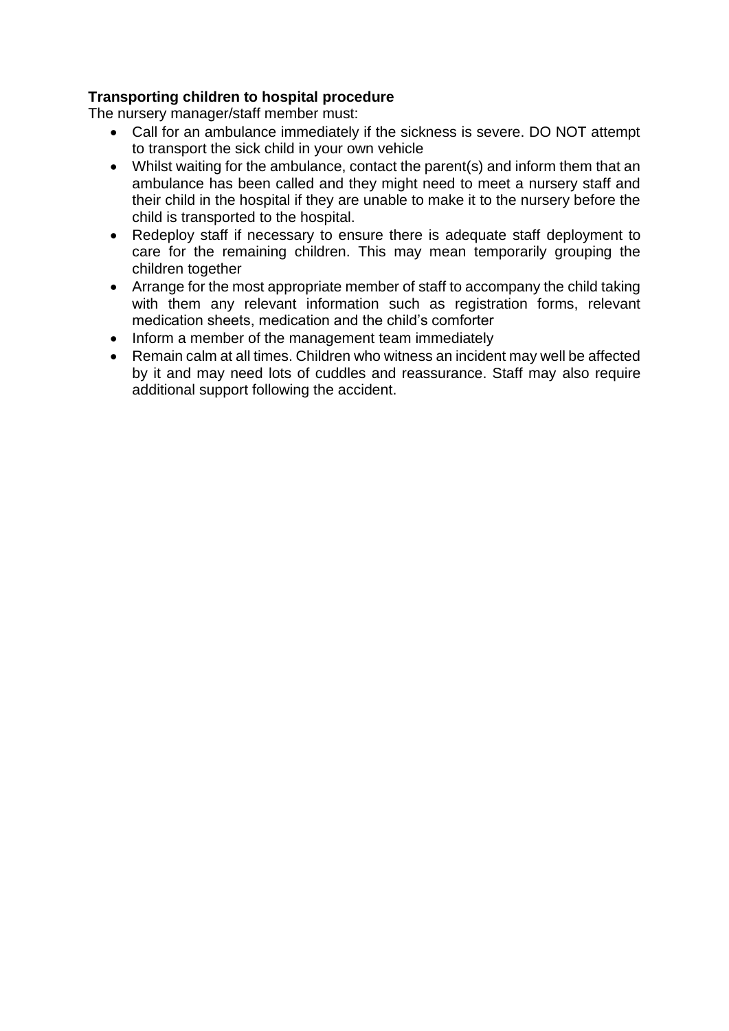**Transporting children to hospital procedure**

The nursery manager/staff member must:

- Call for an ambulance immediately if the sickness is severe. DO NOT attempt to transport the sick child in your own vehicle
- Whilst waiting for the ambulance, contact the parent(s) and inform them that an ambulance has been called and they might need to meet a nursery staff and their child in the hospital if they are unable to make it to the nursery before the child is transported to the hospital.
- Redeploy staff if necessary to ensure there is adequate staff deployment to care for the remaining children. This may mean temporarily grouping the children together
- Arrange for the most appropriate member of staff to accompany the child taking with them any relevant information such as registration forms, relevant medication sheets, medication and the child's comforter
- Inform a member of the management team immediately
- Remain calm at all times. Children who witness an incident may well be affected by it and may need lots of cuddles and reassurance. Staff may also require additional support following the accident.